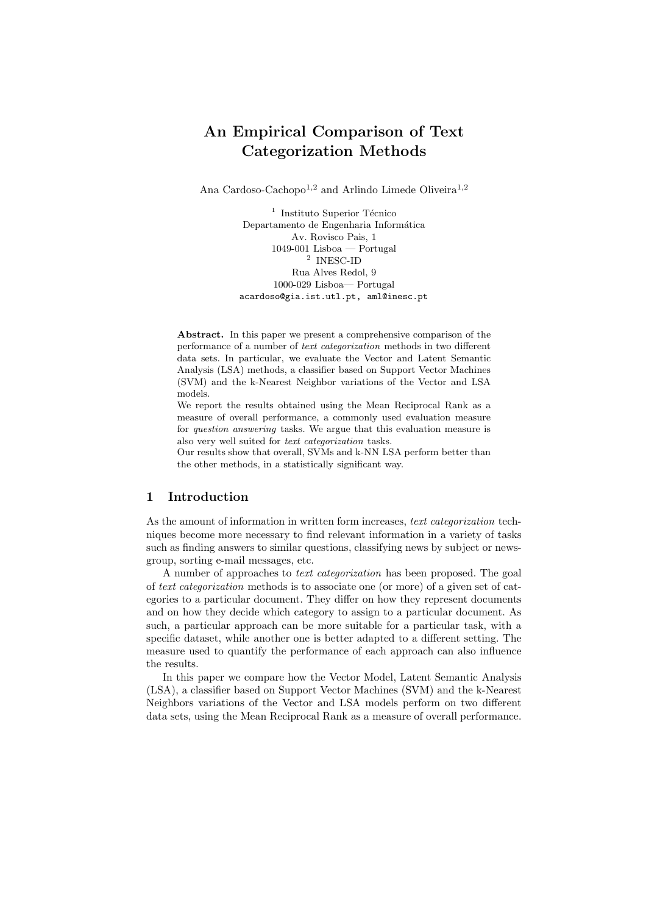# An Empirical Comparison of Text Categorization Methods

Ana Cardoso-Cachopo[1,2] and Arlindo Limede Oliveira[1,2]

[1] Instituto Superior Técnico
Departamento de Engenharia Informática
Av. Rovisco Pais, 1
1049-001 Lisboa — Portugal
[2] INESC-ID
Rua Alves Redol, 9
1000-029 Lisboa— Portugal
acardoso@gia.ist.utl.pt, aml@inesc.pt

**Abstract.** In this paper we present a comprehensive comparison of the performance of a number of *text categorization* methods in two different data sets. In particular, we evaluate the Vector and Latent Semantic Analysis (LSA) methods, a classifier based on Support Vector Machines (SVM) and the k-Nearest Neighbor variations of the Vector and LSA models.
We report the results obtained using the Mean Reciprocal Rank as a measure of overall performance, a commonly used evaluation measure for *question answering* tasks. We argue that this evaluation measure is also very well suited for *text categorization* tasks.
Our results show that overall, SVMs and k-NN LSA perform better than the other methods, in a statistically significant way.

## 1 Introduction

As the amount of information in written form increases, *text categorization* techniques become more necessary to find relevant information in a variety of tasks such as finding answers to similar questions, classifying news by subject or newsgroup, sorting e-mail messages, etc.

A number of approaches to *text categorization* has been proposed. The goal of *text categorization* methods is to associate one (or more) of a given set of categories to a particular document. They differ on how they represent documents and on how they decide which category to assign to a particular document. As such, a particular approach can be more suitable for a particular task, with a specific dataset, while another one is better adapted to a different setting. The measure used to quantify the performance of each approach can also influence the results.

In this paper we compare how the Vector Model, Latent Semantic Analysis (LSA), a classifier based on Support Vector Machines (SVM) and the k-Nearest Neighbors variations of the Vector and LSA models perform on two different data sets, using the Mean Reciprocal Rank as a measure of overall performance.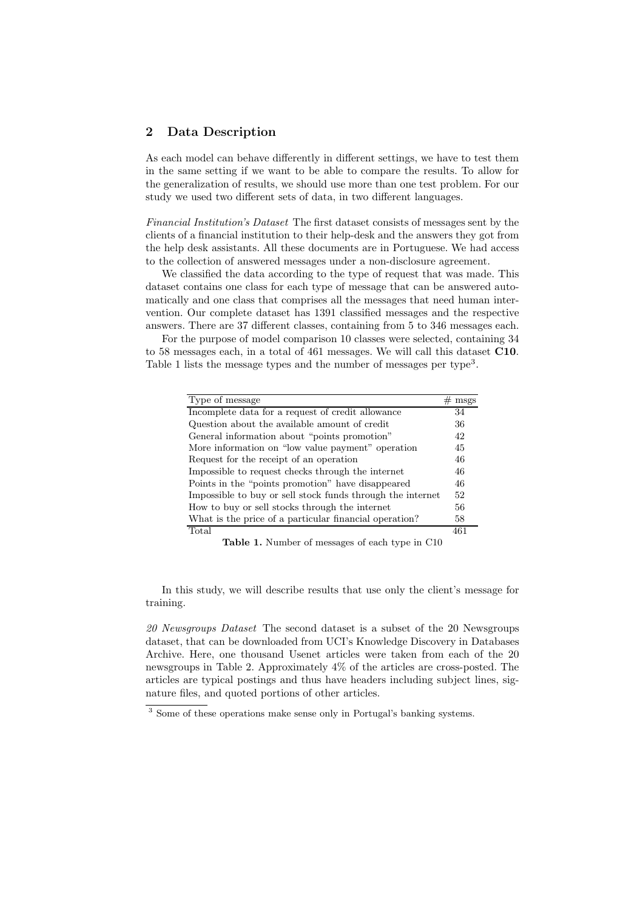## 2 Data Description

As each model can behave differently in different settings, we have to test them in the same setting if we want to be able to compare the results. To allow for the generalization of results, we should use more than one test problem. For our study we used two different sets of data, in two different languages.

*Financial Institution's Dataset* The first dataset consists of messages sent by the clients of a financial institution to their help-desk and the answers they got from the help desk assistants. All these documents are in Portuguese. We had access to the collection of answered messages under a non-disclosure agreement.

We classified the data according to the type of request that was made. This dataset contains one class for each type of message that can be answered automatically and one class that comprises all the messages that need human intervention. Our complete dataset has 1391 classified messages and the respective answers. There are 37 different classes, containing from 5 to 346 messages each.

For the purpose of model comparison 10 classes were selected, containing 34 to 58 messages each, in a total of 461 messages. We will call this dataset **C10**. Table 1 lists the message types and the number of messages per type[3].

| Type of message | # msgs |
|---|---|
| Incomplete data for a request of credit allowance | 34 |
| Question about the available amount of credit | 36 |
| General information about "points promotion" | 42 |
| More information on "low value payment" operation | 45 |
| Request for the receipt of an operation | 46 |
| Impossible to request checks through the internet | 46 |
| Points in the "points promotion" have disappeared | 46 |
| Impossible to buy or sell stock funds through the internet | 52 |
| How to buy or sell stocks through the internet | 56 |
| What is the price of a particular financial operation? | 58 |
| Total | 461 |

**Table 1.** Number of messages of each type in C10

In this study, we will describe results that use only the client's message for training.

*20 Newsgroups Dataset* The second dataset is a subset of the 20 Newsgroups dataset, that can be downloaded from UCI's Knowledge Discovery in Databases Archive. Here, one thousand Usenet articles were taken from each of the 20 newsgroups in Table 2. Approximately 4% of the articles are cross-posted. The articles are typical postings and thus have headers including subject lines, signature files, and quoted portions of other articles.

[3] Some of these operations make sense only in Portugal's banking systems.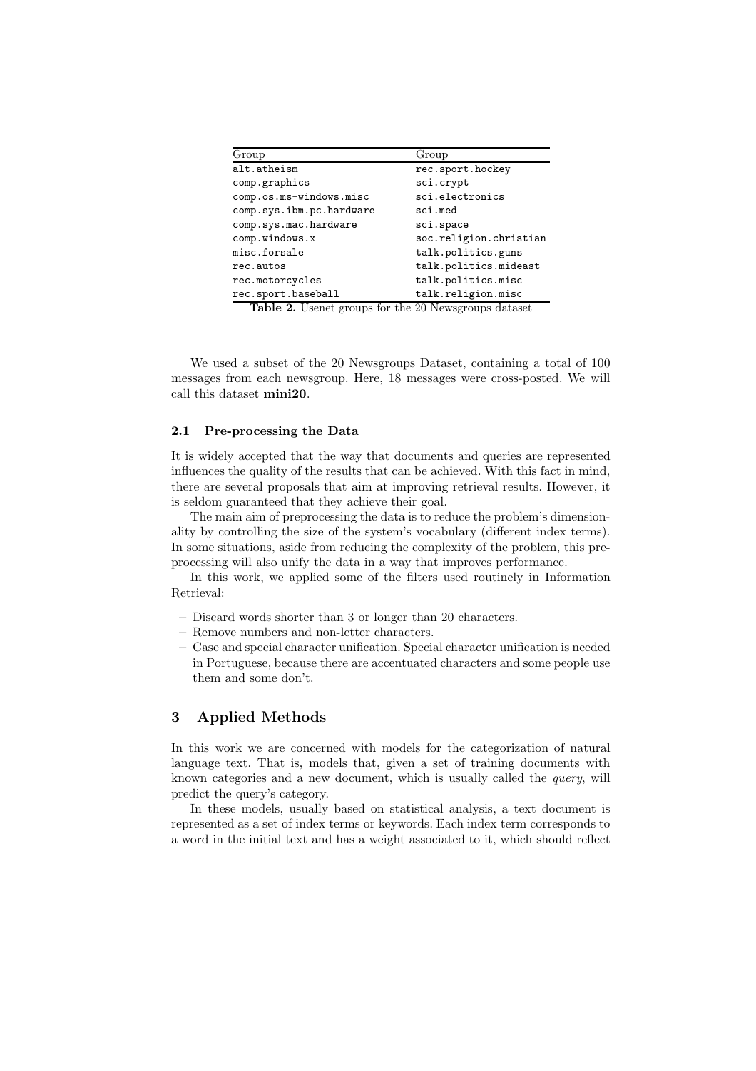| Group | Group |
|---|---|
| alt.atheism | rec.sport.hockey |
| comp.graphics | sci.crypt |
| comp.os.ms-windows.misc | sci.electronics |
| comp.sys.ibm.pc.hardware | sci.med |
| comp.sys.mac.hardware | sci.space |
| comp.windows.x | soc.religion.christian |
| misc.forsale | talk.politics.guns |
| rec.autos | talk.politics.mideast |
| rec.motorcycles | talk.politics.misc |
| rec.sport.baseball | talk.religion.misc |

**Table 2.** Usenet groups for the 20 Newsgroups dataset

We used a subset of the 20 Newsgroups Dataset, containing a total of 100 messages from each newsgroup. Here, 18 messages were cross-posted. We will call this dataset **mini20**.

### 2.1 Pre-processing the Data

It is widely accepted that the way that documents and queries are represented influences the quality of the results that can be achieved. With this fact in mind, there are several proposals that aim at improving retrieval results. However, it is seldom guaranteed that they achieve their goal.

The main aim of preprocessing the data is to reduce the problem's dimensionality by controlling the size of the system's vocabulary (different index terms). In some situations, aside from reducing the complexity of the problem, this preprocessing will also unify the data in a way that improves performance.

In this work, we applied some of the filters used routinely in Information Retrieval:

- Discard words shorter than 3 or longer than 20 characters.
- Remove numbers and non-letter characters.
- Case and special character unification. Special character unification is needed in Portuguese, because there are accentuated characters and some people use them and some don't.

## 3 Applied Methods

In this work we are concerned with models for the categorization of natural language text. That is, models that, given a set of training documents with known categories and a new document, which is usually called the *query*, will predict the query's category.

In these models, usually based on statistical analysis, a text document is represented as a set of index terms or keywords. Each index term corresponds to a word in the initial text and has a weight associated to it, which should reflect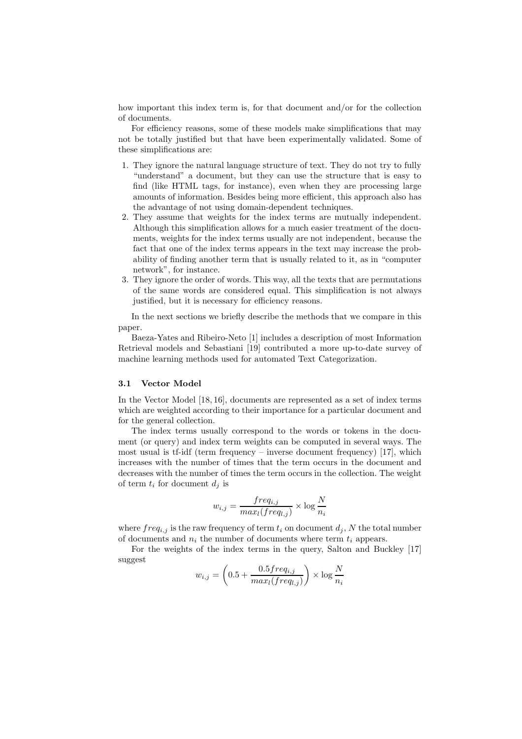how important this index term is, for that document and/or for the collection of documents.

For efficiency reasons, some of these models make simplifications that may not be totally justified but that have been experimentally validated. Some of these simplifications are:

1. They ignore the natural language structure of text. They do not try to fully "understand" a document, but they can use the structure that is easy to find (like HTML tags, for instance), even when they are processing large amounts of information. Besides being more efficient, this approach also has the advantage of not using domain-dependent techniques.
2. They assume that weights for the index terms are mutually independent. Although this simplification allows for a much easier treatment of the documents, weights for the index terms usually are not independent, because the fact that one of the index terms appears in the text may increase the probability of finding another term that is usually related to it, as in "computer network", for instance.
3. They ignore the order of words. This way, all the texts that are permutations of the same words are considered equal. This simplification is not always justified, but it is necessary for efficiency reasons.

In the next sections we briefly describe the methods that we compare in this paper.

Baeza-Yates and Ribeiro-Neto [1] includes a description of most Information Retrieval models and Sebastiani [19] contributed a more up-to-date survey of machine learning methods used for automated Text Categorization.

### 3.1 Vector Model

In the Vector Model [18, 16], documents are represented as a set of index terms which are weighted according to their importance for a particular document and for the general collection.

The index terms usually correspond to the words or tokens in the document (or query) and index term weights can be computed in several ways. The most usual is tf-idf (term frequency – inverse document frequency) [17], which increases with the number of times that the term occurs in the document and decreases with the number of times the term occurs in the collection. The weight of term $t_i$ for document $d_j$ is

$$w_{i,j} = \frac{freq_{i,j}}{max_l(freq_{l,j})} \times \log \frac{N}{n_i}$$

where $freq_{i,j}$ is the raw frequency of term $t_i$ on document $d_j$, $N$ the total number of documents and $n_i$ the number of documents where term $t_i$ appears.

For the weights of the index terms in the query, Salton and Buckley [17] suggest

$$w_{i,j} = \left(0.5 + \frac{0.5 freq_{i,j}}{max_l(freq_{l,j})}\right) \times \log \frac{N}{n_i}$$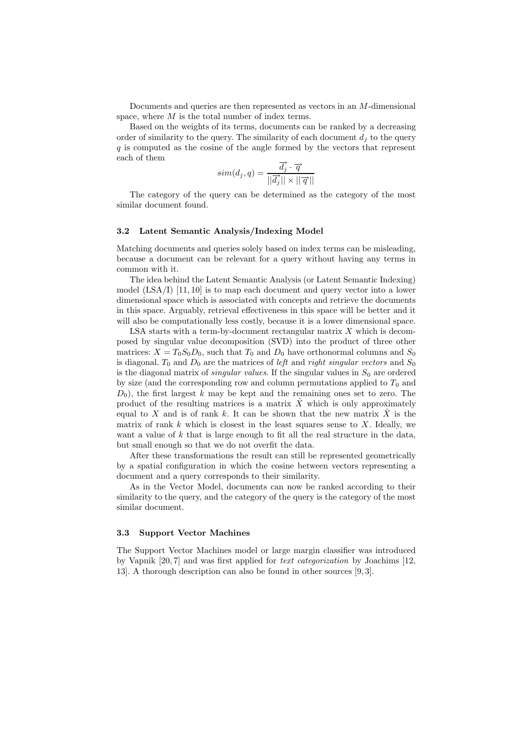Documents and queries are then represented as vectors in an $M$-dimensional space, where $M$ is the total number of index terms.

Based on the weights of its terms, documents can be ranked by a decreasing order of similarity to the query. The similarity of each document $d_j$ to the query $q$ is computed as the cosine of the angle formed by the vectors that represent each of them

$$sim(d_j, q) = \frac{\overrightarrow{d_j} \cdot \overrightarrow{q}}{||\overrightarrow{d_j}|| \times ||\overrightarrow{q}||}$$

The category of the query can be determined as the category of the most similar document found.

### 3.2 Latent Semantic Analysis/Indexing Model

Matching documents and queries solely based on index terms can be misleading, because a document can be relevant for a query without having any terms in common with it.

The idea behind the Latent Semantic Analysis (or Latent Semantic Indexing) model (LSA/I) [11, 10] is to map each document and query vector into a lower dimensional space which is associated with concepts and retrieve the documents in this space. Arguably, retrieval effectiveness in this space will be better and it will also be computationally less costly, because it is a lower dimensional space.

LSA starts with a term-by-document rectangular matrix $X$ which is decomposed by singular value decomposition (SVD) into the product of three other matrices: $X = T_0 S_0 D_0$, such that $T_0$ and $D_0$ have orthonormal columns and $S_0$ is diagonal. $T_0$ and $D_0$ are the matrices of *left* and *right singular vectors* and $S_0$ is the diagonal matrix of *singular values*. If the singular values in $S_0$ are ordered by size (and the corresponding row and column permutations applied to $T_0$ and $D_0$), the first largest $k$ may be kept and the remaining ones set to zero. The product of the resulting matrices is a matrix $\hat{X}$ which is only approximately equal to $X$ and is of rank $k$. It can be shown that the new matrix $\hat{X}$ is the matrix of rank $k$ which is closest in the least squares sense to $X$. Ideally, we want a value of $k$ that is large enough to fit all the real structure in the data, but small enough so that we do not overfit the data.

After these transformations the result can still be represented geometrically by a spatial configuration in which the cosine between vectors representing a document and a query corresponds to their similarity.

As in the Vector Model, documents can now be ranked according to their similarity to the query, and the category of the query is the category of the most similar document.

### 3.3 Support Vector Machines

The Support Vector Machines model or large margin classifier was introduced by Vapnik [20, 7] and was first applied for *text categorization* by Joachims [12, 13]. A thorough description can also be found in other sources [9, 3].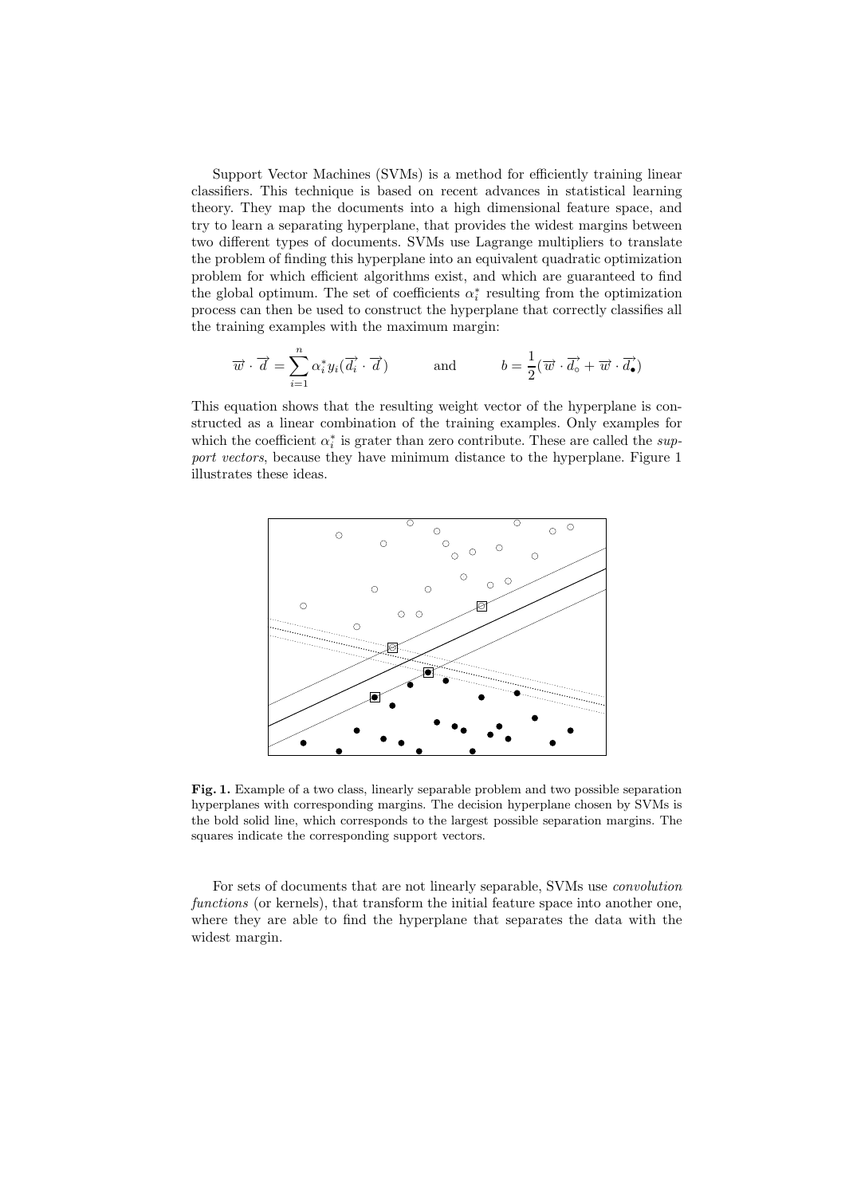Support Vector Machines (SVMs) is a method for efficiently training linear classifiers. This technique is based on recent advances in statistical learning theory. They map the documents into a high dimensional feature space, and try to learn a separating hyperplane, that provides the widest margins between two different types of documents. SVMs use Lagrange multipliers to translate the problem of finding this hyperplane into an equivalent quadratic optimization problem for which efficient algorithms exist, and which are guaranteed to find the global optimum. The set of coefficients $\alpha_i^*$ resulting from the optimization process can then be used to construct the hyperplane that correctly classifies all the training examples with the maximum margin:

$$\overrightarrow{w} \cdot \overrightarrow{d} = \sum_{i=1}^{n} \alpha_i^* y_i (\overrightarrow{d_i} \cdot \overrightarrow{d}) \qquad \text{and} \qquad b = \frac{1}{2}(\overrightarrow{w} \cdot \overrightarrow{d_\circ} + \overrightarrow{w} \cdot \overrightarrow{d_\bullet})$$

This equation shows that the resulting weight vector of the hyperplane is constructed as a linear combination of the training examples. Only examples for which the coefficient $\alpha_i^*$ is grater than zero contribute. These are called the *support vectors*, because they have minimum distance to the hyperplane. Figure 1 illustrates these ideas.

**Fig. 1.** Example of a two class, linearly separable problem and two possible separation hyperplanes with corresponding margins. The decision hyperplane chosen by SVMs is the bold solid line, which corresponds to the largest possible separation margins. The squares indicate the corresponding support vectors.

For sets of documents that are not linearly separable, SVMs use *convolution functions* (or kernels), that transform the initial feature space into another one, where they are able to find the hyperplane that separates the data with the widest margin.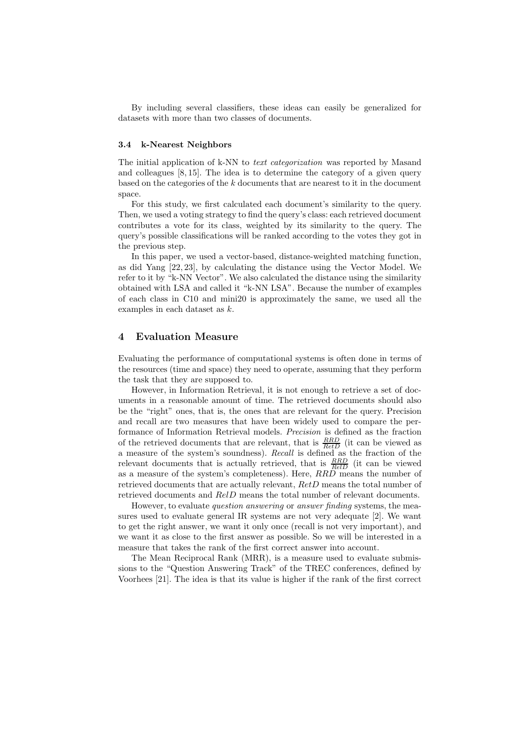By including several classifiers, these ideas can easily be generalized for datasets with more than two classes of documents.

### 3.4 k-Nearest Neighbors

The initial application of k-NN to *text categorization* was reported by Masand and colleagues [8, 15]. The idea is to determine the category of a given query based on the categories of the $k$ documents that are nearest to it in the document space.

For this study, we first calculated each document's similarity to the query. Then, we used a voting strategy to find the query's class: each retrieved document contributes a vote for its class, weighted by its similarity to the query. The query's possible classifications will be ranked according to the votes they got in the previous step.

In this paper, we used a vector-based, distance-weighted matching function, as did Yang [22, 23], by calculating the distance using the Vector Model. We refer to it by "k-NN Vector". We also calculated the distance using the similarity obtained with LSA and called it "k-NN LSA". Because the number of examples of each class in C10 and mini20 is approximately the same, we used all the examples in each dataset as $k$.

## 4 Evaluation Measure

Evaluating the performance of computational systems is often done in terms of the resources (time and space) they need to operate, assuming that they perform the task that they are supposed to.

However, in Information Retrieval, it is not enough to retrieve a set of documents in a reasonable amount of time. The retrieved documents should also be the "right" ones, that is, the ones that are relevant for the query. Precision and recall are two measures that have been widely used to compare the performance of Information Retrieval models. *Precision* is defined as the fraction of the retrieved documents that are relevant, that is $\frac{RRD}{RetD}$ (it can be viewed as a measure of the system's soundness). *Recall* is defined as the fraction of the relevant documents that is actually retrieved, that is $\frac{RRD}{RelD}$ (it can be viewed as a measure of the system's completeness). Here, $RRD$ means the number of retrieved documents that are actually relevant, $RetD$ means the total number of retrieved documents and $RelD$ means the total number of relevant documents.

However, to evaluate *question answering* or *answer finding* systems, the measures used to evaluate general IR systems are not very adequate [2]. We want to get the right answer, we want it only once (recall is not very important), and we want it as close to the first answer as possible. So we will be interested in a measure that takes the rank of the first correct answer into account.

The Mean Reciprocal Rank (MRR), is a measure used to evaluate submissions to the "Question Answering Track" of the TREC conferences, defined by Voorhees [21]. The idea is that its value is higher if the rank of the first correct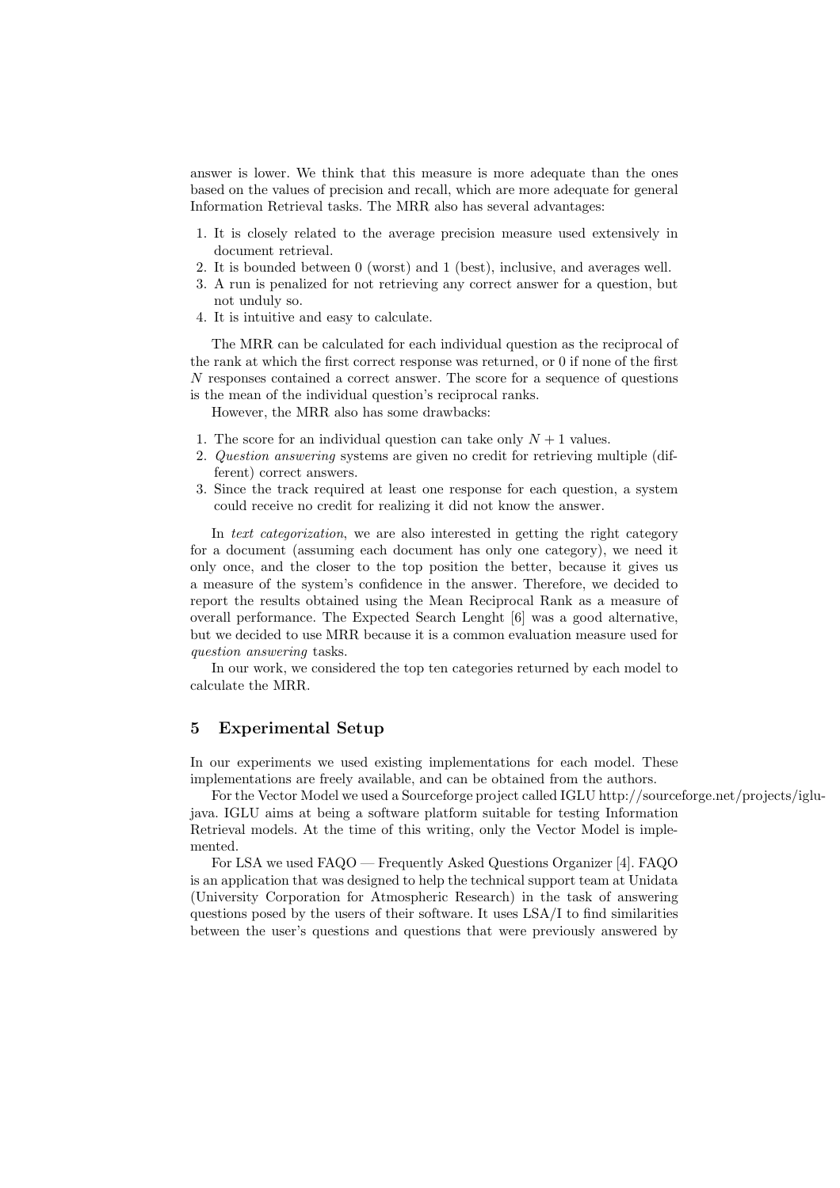answer is lower. We think that this measure is more adequate than the ones based on the values of precision and recall, which are more adequate for general Information Retrieval tasks. The MRR also has several advantages:

1. It is closely related to the average precision measure used extensively in document retrieval.
2. It is bounded between 0 (worst) and 1 (best), inclusive, and averages well.
3. A run is penalized for not retrieving any correct answer for a question, but not unduly so.
4. It is intuitive and easy to calculate.

The MRR can be calculated for each individual question as the reciprocal of the rank at which the first correct response was returned, or 0 if none of the first $N$ responses contained a correct answer. The score for a sequence of questions is the mean of the individual question's reciprocal ranks.

However, the MRR also has some drawbacks:

1. The score for an individual question can take only $N + 1$ values.
2. *Question answering* systems are given no credit for retrieving multiple (different) correct answers.
3. Since the track required at least one response for each question, a system could receive no credit for realizing it did not know the answer.

In *text categorization*, we are also interested in getting the right category for a document (assuming each document has only one category), we need it only once, and the closer to the top position the better, because it gives us a measure of the system's confidence in the answer. Therefore, we decided to report the results obtained using the Mean Reciprocal Rank as a measure of overall performance. The Expected Search Lenght [6] was a good alternative, but we decided to use MRR because it is a common evaluation measure used for *question answering* tasks.

In our work, we considered the top ten categories returned by each model to calculate the MRR.

## 5 Experimental Setup

In our experiments we used existing implementations for each model. These implementations are freely available, and can be obtained from the authors.

For the Vector Model we used a Sourceforge project called IGLU http://sourceforge.net/projects/iglu-java. IGLU aims at being a software platform suitable for testing Information Retrieval models. At the time of this writing, only the Vector Model is implemented.

For LSA we used FAQO — Frequently Asked Questions Organizer [4]. FAQO is an application that was designed to help the technical support team at Unidata (University Corporation for Atmospheric Research) in the task of answering questions posed by the users of their software. It uses LSA/I to find similarities between the user's questions and questions that were previously answered by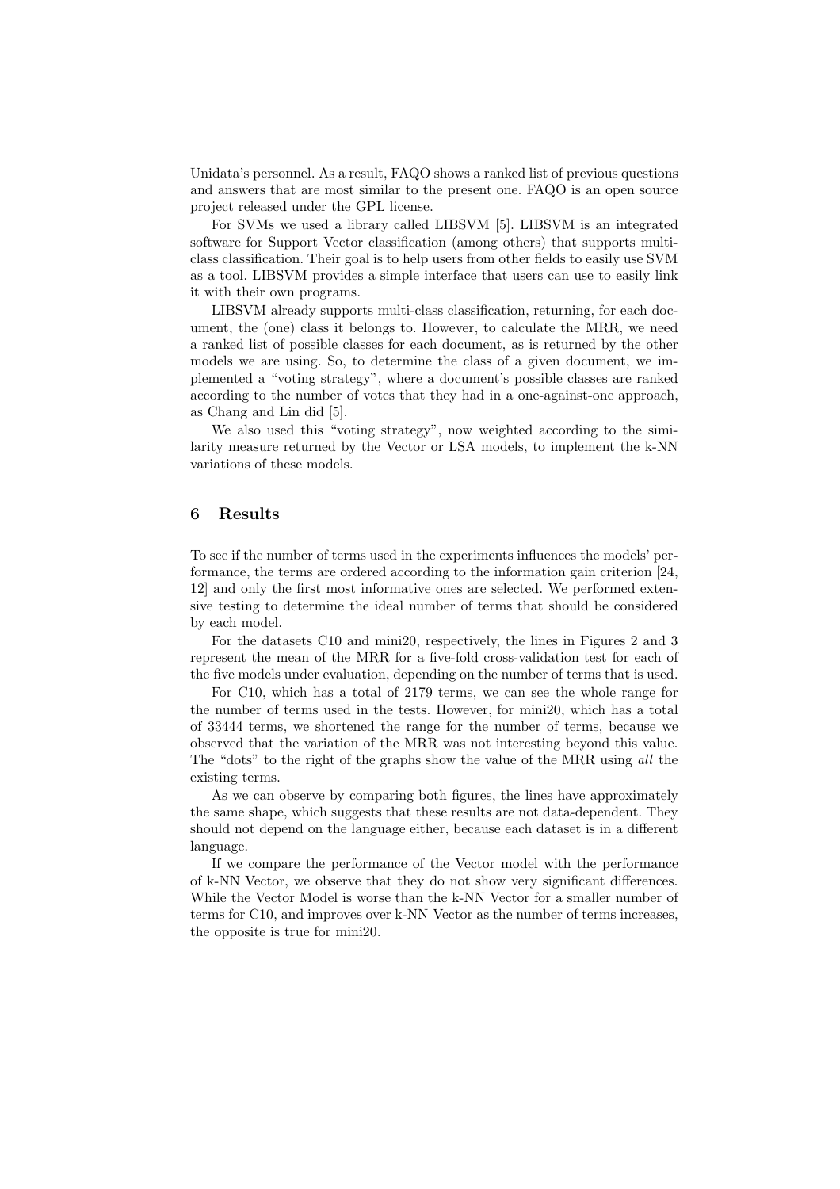Unidata's personnel. As a result, FAQO shows a ranked list of previous questions and answers that are most similar to the present one. FAQO is an open source project released under the GPL license.

For SVMs we used a library called LIBSVM [5]. LIBSVM is an integrated software for Support Vector classification (among others) that supports multi-class classification. Their goal is to help users from other fields to easily use SVM as a tool. LIBSVM provides a simple interface that users can use to easily link it with their own programs.

LIBSVM already supports multi-class classification, returning, for each document, the (one) class it belongs to. However, to calculate the MRR, we need a ranked list of possible classes for each document, as is returned by the other models we are using. So, to determine the class of a given document, we implemented a "voting strategy", where a document's possible classes are ranked according to the number of votes that they had in a one-against-one approach, as Chang and Lin did [5].

We also used this "voting strategy", now weighted according to the similarity measure returned by the Vector or LSA models, to implement the k-NN variations of these models.

## 6 Results

To see if the number of terms used in the experiments influences the models' performance, the terms are ordered according to the information gain criterion [24, 12] and only the first most informative ones are selected. We performed extensive testing to determine the ideal number of terms that should be considered by each model.

For the datasets C10 and mini20, respectively, the lines in Figures 2 and 3 represent the mean of the MRR for a five-fold cross-validation test for each of the five models under evaluation, depending on the number of terms that is used.

For C10, which has a total of 2179 terms, we can see the whole range for the number of terms used in the tests. However, for mini20, which has a total of 33444 terms, we shortened the range for the number of terms, because we observed that the variation of the MRR was not interesting beyond this value. The "dots" to the right of the graphs show the value of the MRR using *all* the existing terms.

As we can observe by comparing both figures, the lines have approximately the same shape, which suggests that these results are not data-dependent. They should not depend on the language either, because each dataset is in a different language.

If we compare the performance of the Vector model with the performance of k-NN Vector, we observe that they do not show very significant differences. While the Vector Model is worse than the k-NN Vector for a smaller number of terms for C10, and improves over k-NN Vector as the number of terms increases, the opposite is true for mini20.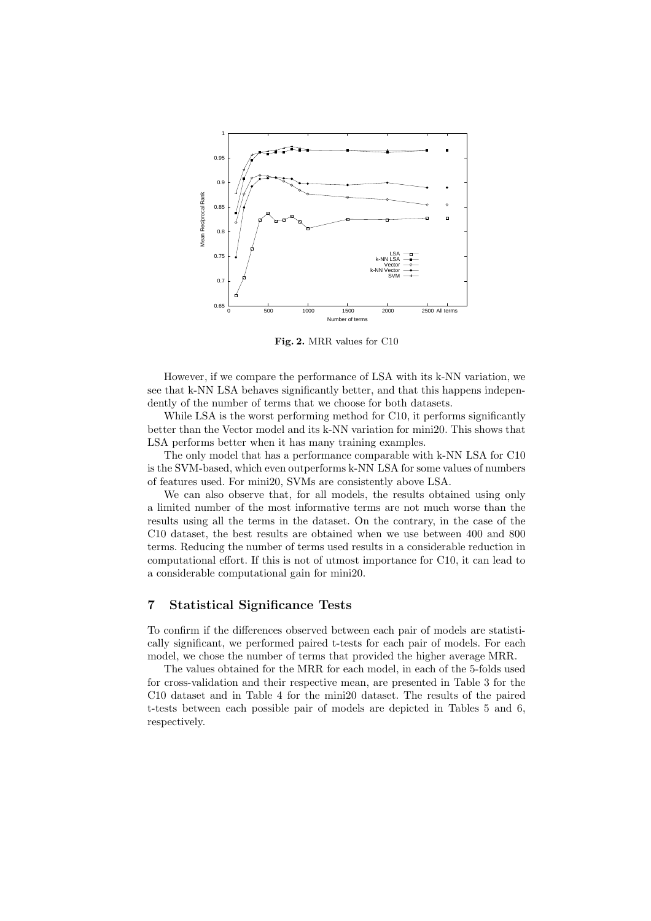**Fig. 2.** MRR values for C10

However, if we compare the performance of LSA with its k-NN variation, we see that k-NN LSA behaves significantly better, and that this happens independently of the number of terms that we choose for both datasets.

While LSA is the worst performing method for C10, it performs significantly better than the Vector model and its k-NN variation for mini20. This shows that LSA performs better when it has many training examples.

The only model that has a performance comparable with k-NN LSA for C10 is the SVM-based, which even outperforms k-NN LSA for some values of numbers of features used. For mini20, SVMs are consistently above LSA.

We can also observe that, for all models, the results obtained using only a limited number of the most informative terms are not much worse than the results using all the terms in the dataset. On the contrary, in the case of the C10 dataset, the best results are obtained when we use between 400 and 800 terms. Reducing the number of terms used results in a considerable reduction in computational effort. If this is not of utmost importance for C10, it can lead to a considerable computational gain for mini20.

## 7 Statistical Significance Tests

To confirm if the differences observed between each pair of models are statistically significant, we performed paired t-tests for each pair of models. For each model, we chose the number of terms that provided the higher average MRR.

The values obtained for the MRR for each model, in each of the 5-folds used for cross-validation and their respective mean, are presented in Table 3 for the C10 dataset and in Table 4 for the mini20 dataset. The results of the paired t-tests between each possible pair of models are depicted in Tables 5 and 6, respectively.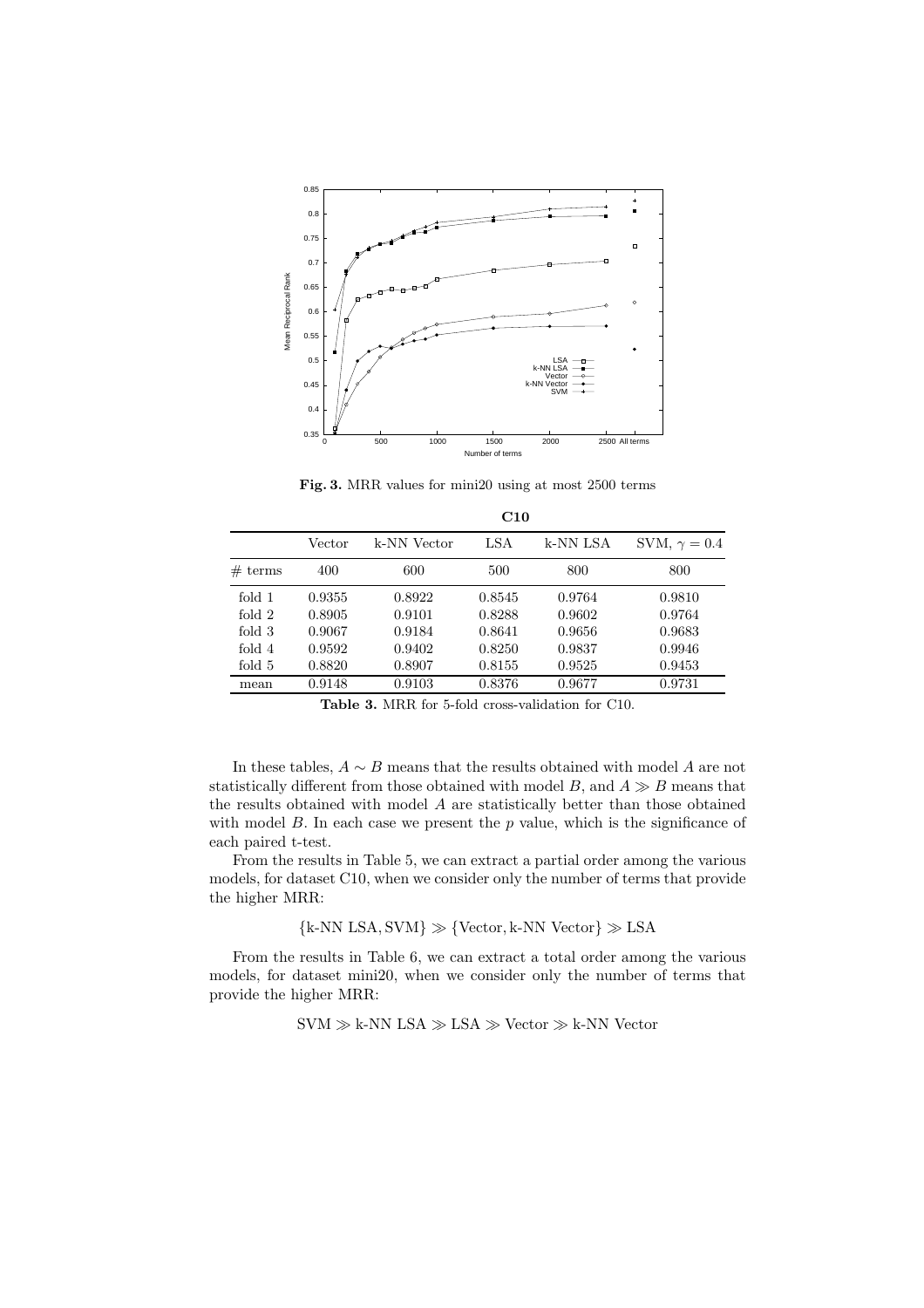**Fig. 3.** MRR values for mini20 using at most 2500 terms

| | **C10** | | | | |
|---|---|---|---|---|---|
| | Vector | k-NN Vector | LSA | k-NN LSA | SVM, $\gamma = 0.4$ |
| # terms | 400 | 600 | 500 | 800 | 800 |
| fold 1 | 0.9355 | 0.8922 | 0.8545 | 0.9764 | 0.9810 |
| fold 2 | 0.8905 | 0.9101 | 0.8288 | 0.9602 | 0.9764 |
| fold 3 | 0.9067 | 0.9184 | 0.8641 | 0.9656 | 0.9683 |
| fold 4 | 0.9592 | 0.9402 | 0.8250 | 0.9837 | 0.9946 |
| fold 5 | 0.8820 | 0.8907 | 0.8155 | 0.9525 | 0.9453 |
| mean | 0.9148 | 0.9103 | 0.8376 | 0.9677 | 0.9731 |

**Table 3.** MRR for 5-fold cross-validation for C10.

In these tables, $A \sim B$ means that the results obtained with model $A$ are not statistically different from those obtained with model $B$, and $A \gg B$ means that the results obtained with model $A$ are statistically better than those obtained with model $B$. In each case we present the $p$ value, which is the significance of each paired t-test.

From the results in Table 5, we can extract a partial order among the various models, for dataset C10, when we consider only the number of terms that provide the higher MRR:

$$\{\text{k-NN LSA}, \text{SVM}\} \gg \{\text{Vector}, \text{k-NN Vector}\} \gg \text{LSA}$$

From the results in Table 6, we can extract a total order among the various models, for dataset mini20, when we consider only the number of terms that provide the higher MRR:

$$\text{SVM} \gg \text{k-NN LSA} \gg \text{LSA} \gg \text{Vector} \gg \text{k-NN Vector}$$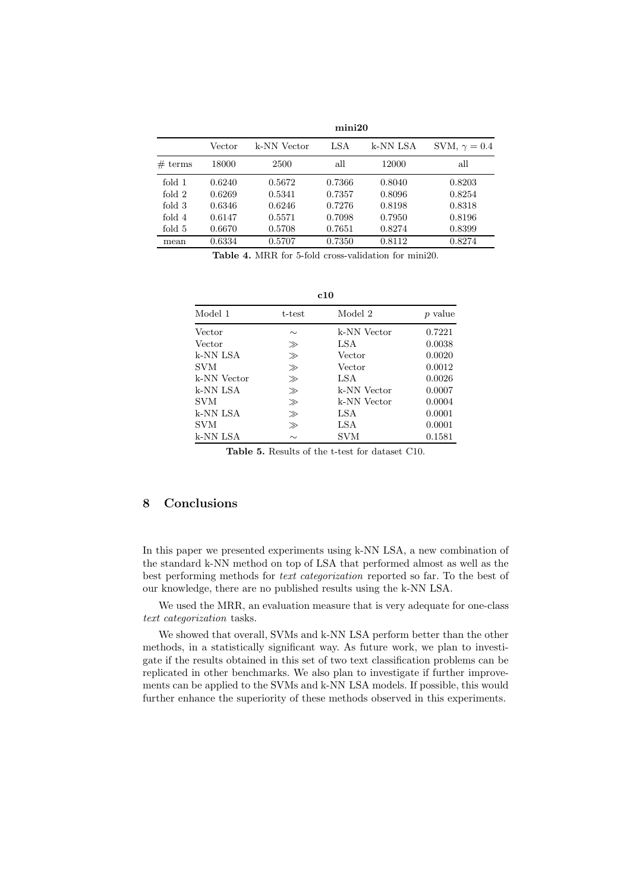| mini20 | | | | | |
|---|---|---|---|---|---|
| | Vector | k-NN Vector | LSA | k-NN LSA | SVM, $\gamma = 0.4$ |
| # terms | 18000 | 2500 | all | 12000 | all |
| fold 1 | 0.6240 | 0.5672 | 0.7366 | 0.8040 | 0.8203 |
| fold 2 | 0.6269 | 0.5341 | 0.7357 | 0.8096 | 0.8254 |
| fold 3 | 0.6346 | 0.6246 | 0.7276 | 0.8198 | 0.8318 |
| fold 4 | 0.6147 | 0.5571 | 0.7098 | 0.7950 | 0.8196 |
| fold 5 | 0.6670 | 0.5708 | 0.7651 | 0.8274 | 0.8399 |
| mean | 0.6334 | 0.5707 | 0.7350 | 0.8112 | 0.8274 |

**Table 4.** MRR for 5-fold cross-validation for mini20.

| c10 | | | |
|---|---|---|---|
| Model 1 | t-test | Model 2 | *p* value |
| Vector | $\sim$ | k-NN Vector | 0.7221 |
| Vector | $\gg$ | LSA | 0.0038 |
| k-NN LSA | $\gg$ | Vector | 0.0020 |
| SVM | $\gg$ | Vector | 0.0012 |
| k-NN Vector | $\gg$ | LSA | 0.0026 |
| k-NN LSA | $\gg$ | k-NN Vector | 0.0007 |
| SVM | $\gg$ | k-NN Vector | 0.0004 |
| k-NN LSA | $\gg$ | LSA | 0.0001 |
| SVM | $\gg$ | LSA | 0.0001 |
| k-NN LSA | $\sim$ | SVM | 0.1581 |

**Table 5.** Results of the t-test for dataset C10.

## 8 Conclusions

In this paper we presented experiments using k-NN LSA, a new combination of the standard k-NN method on top of LSA that performed almost as well as the best performing methods for *text categorization* reported so far. To the best of our knowledge, there are no published results using the k-NN LSA.

We used the MRR, an evaluation measure that is very adequate for one-class *text categorization* tasks.

We showed that overall, SVMs and k-NN LSA perform better than the other methods, in a statistically significant way. As future work, we plan to investigate if the results obtained in this set of two text classification problems can be replicated in other benchmarks. We also plan to investigate if further improvements can be applied to the SVMs and k-NN LSA models. If possible, this would further enhance the superiority of these methods observed in this experiments.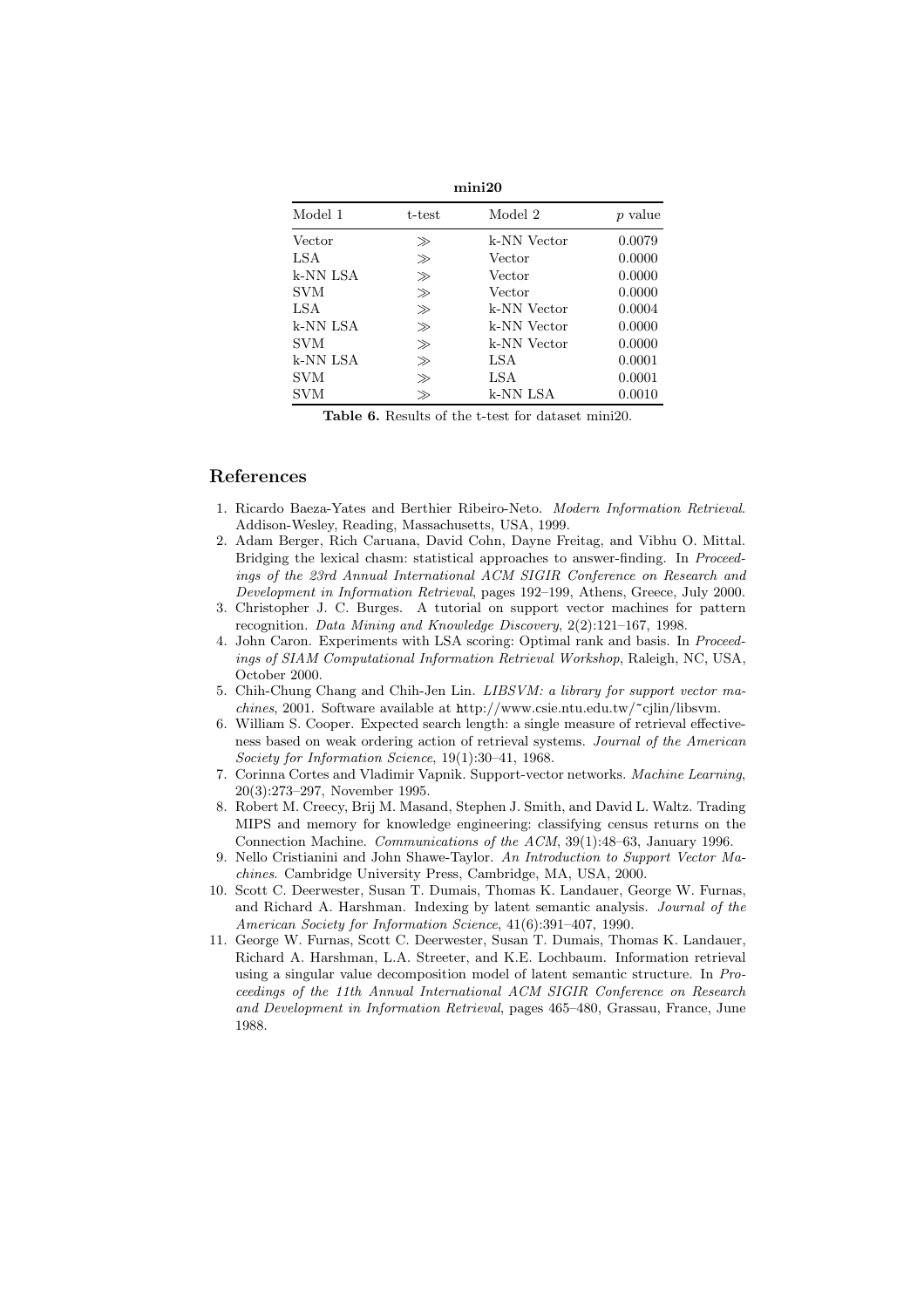**mini20**

| Model 1 | t-test | Model 2 | $p$ value |
|---|---|---|---|
| Vector | $\gg$ | k-NN Vector | 0.0079 |
| LSA | $\gg$ | Vector | 0.0000 |
| k-NN LSA | $\gg$ | Vector | 0.0000 |
| SVM | $\gg$ | Vector | 0.0000 |
| LSA | $\gg$ | k-NN Vector | 0.0004 |
| k-NN LSA | $\gg$ | k-NN Vector | 0.0000 |
| SVM | $\gg$ | k-NN Vector | 0.0000 |
| k-NN LSA | $\gg$ | LSA | 0.0001 |
| SVM | $\gg$ | LSA | 0.0001 |
| SVM | $\gg$ | k-NN LSA | 0.0010 |

**Table 6.** Results of the t-test for dataset mini20.

## References

1. Ricardo Baeza-Yates and Berthier Ribeiro-Neto. *Modern Information Retrieval*. Addison-Wesley, Reading, Massachusetts, USA, 1999.
2. Adam Berger, Rich Caruana, David Cohn, Dayne Freitag, and Vibhu O. Mittal. Bridging the lexical chasm: statistical approaches to answer-finding. In *Proceedings of the 23rd Annual International ACM SIGIR Conference on Research and Development in Information Retrieval*, pages 192–199, Athens, Greece, July 2000.
3. Christopher J. C. Burges. A tutorial on support vector machines for pattern recognition. *Data Mining and Knowledge Discovery*, 2(2):121–167, 1998.
4. John Caron. Experiments with LSA scoring: Optimal rank and basis. In *Proceedings of SIAM Computational Information Retrieval Workshop*, Raleigh, NC, USA, October 2000.
5. Chih-Chung Chang and Chih-Jen Lin. *LIBSVM: a library for support vector machines*, 2001. Software available at http://www.csie.ntu.edu.tw/~cjlin/libsvm.
6. William S. Cooper. Expected search length: a single measure of retrieval effectiveness based on weak ordering action of retrieval systems. *Journal of the American Society for Information Science*, 19(1):30–41, 1968.
7. Corinna Cortes and Vladimir Vapnik. Support-vector networks. *Machine Learning*, 20(3):273–297, November 1995.
8. Robert M. Creecy, Brij M. Masand, Stephen J. Smith, and David L. Waltz. Trading MIPS and memory for knowledge engineering: classifying census returns on the Connection Machine. *Communications of the ACM*, 39(1):48–63, January 1996.
9. Nello Cristianini and John Shawe-Taylor. *An Introduction to Support Vector Machines*. Cambridge University Press, Cambridge, MA, USA, 2000.
10. Scott C. Deerwester, Susan T. Dumais, Thomas K. Landauer, George W. Furnas, and Richard A. Harshman. Indexing by latent semantic analysis. *Journal of the American Society for Information Science*, 41(6):391–407, 1990.
11. George W. Furnas, Scott C. Deerwester, Susan T. Dumais, Thomas K. Landauer, Richard A. Harshman, L.A. Streeter, and K.E. Lochbaum. Information retrieval using a singular value decomposition model of latent semantic structure. In *Proceedings of the 11th Annual International ACM SIGIR Conference on Research and Development in Information Retrieval*, pages 465–480, Grassau, France, June 1988.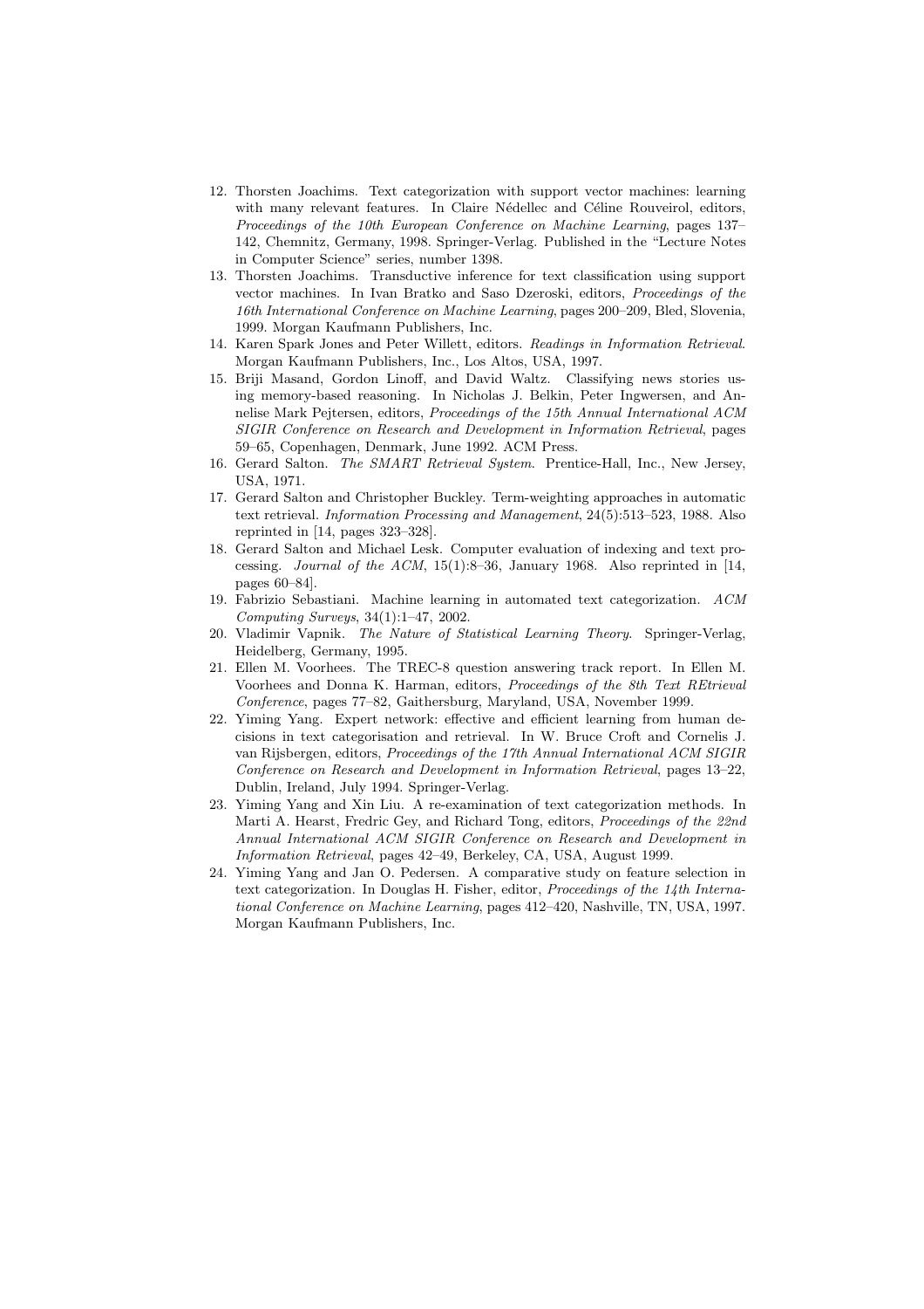12. Thorsten Joachims. Text categorization with support vector machines: learning with many relevant features. In Claire Nédellec and Céline Rouveirol, editors, *Proceedings of the 10th European Conference on Machine Learning*, pages 137–142, Chemnitz, Germany, 1998. Springer-Verlag. Published in the "Lecture Notes in Computer Science" series, number 1398.
13. Thorsten Joachims. Transductive inference for text classification using support vector machines. In Ivan Bratko and Saso Dzeroski, editors, *Proceedings of the 16th International Conference on Machine Learning*, pages 200–209, Bled, Slovenia, 1999. Morgan Kaufmann Publishers, Inc.
14. Karen Spark Jones and Peter Willett, editors. *Readings in Information Retrieval*. Morgan Kaufmann Publishers, Inc., Los Altos, USA, 1997.
15. Briji Masand, Gordon Linoff, and David Waltz. Classifying news stories using memory-based reasoning. In Nicholas J. Belkin, Peter Ingwersen, and Annelise Mark Pejtersen, editors, *Proceedings of the 15th Annual International ACM SIGIR Conference on Research and Development in Information Retrieval*, pages 59–65, Copenhagen, Denmark, June 1992. ACM Press.
16. Gerard Salton. *The SMART Retrieval System.* Prentice-Hall, Inc., New Jersey, USA, 1971.
17. Gerard Salton and Christopher Buckley. Term-weighting approaches in automatic text retrieval. *Information Processing and Management*, 24(5):513–523, 1988. Also reprinted in [14, pages 323–328].
18. Gerard Salton and Michael Lesk. Computer evaluation of indexing and text processing. *Journal of the ACM*, 15(1):8–36, January 1968. Also reprinted in [14, pages 60–84].
19. Fabrizio Sebastiani. Machine learning in automated text categorization. *ACM Computing Surveys*, 34(1):1–47, 2002.
20. Vladimir Vapnik. *The Nature of Statistical Learning Theory*. Springer-Verlag, Heidelberg, Germany, 1995.
21. Ellen M. Voorhees. The TREC-8 question answering track report. In Ellen M. Voorhees and Donna K. Harman, editors, *Proceedings of the 8th Text REtrieval Conference*, pages 77–82, Gaithersburg, Maryland, USA, November 1999.
22. Yiming Yang. Expert network: effective and efficient learning from human decisions in text categorisation and retrieval. In W. Bruce Croft and Cornelis J. van Rijsbergen, editors, *Proceedings of the 17th Annual International ACM SIGIR Conference on Research and Development in Information Retrieval*, pages 13–22, Dublin, Ireland, July 1994. Springer-Verlag.
23. Yiming Yang and Xin Liu. A re-examination of text categorization methods. In Marti A. Hearst, Fredric Gey, and Richard Tong, editors, *Proceedings of the 22nd Annual International ACM SIGIR Conference on Research and Development in Information Retrieval*, pages 42–49, Berkeley, CA, USA, August 1999.
24. Yiming Yang and Jan O. Pedersen. A comparative study on feature selection in text categorization. In Douglas H. Fisher, editor, *Proceedings of the 14th International Conference on Machine Learning*, pages 412–420, Nashville, TN, USA, 1997. Morgan Kaufmann Publishers, Inc.